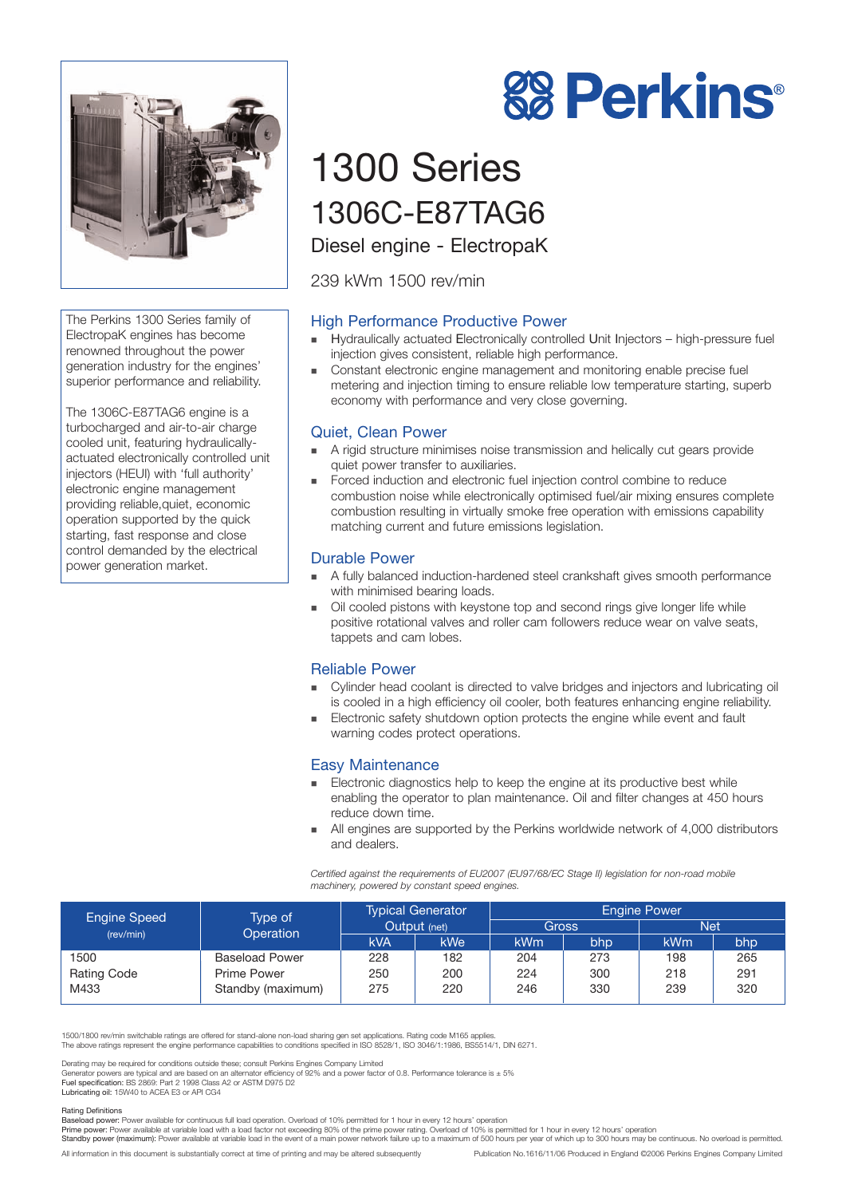# Perkins®

# 1300 Series

## 1306C-E87TAG6

### Diesel engine - ElectropaK

239 kWm 1500 rev/min

The Perkins 1300 Series family of ElectropaK engines has become renowned throughout the power generation industry for the engines' superior performance and reliability.

The 1306C-E87TAG6 engine is a turbocharged and air-to-air charge cooled unit, featuring hydraulically-actuated electronically controlled unit injectors (HEUI) with 'full authority' electronic engine management providing reliable,quiet, economic operation supported by the quick starting, fast response and close control demanded by the electrical power generation market.

### High Performance Productive Power

- Hydraulically actuated Electronically controlled Unit Injectors – high-pressure fuel injection gives consistent, reliable high performance.
- Constant electronic engine management and monitoring enable precise fuel metering and injection timing to ensure reliable low temperature starting, superb economy with performance and very close governing.

### Quiet, Clean Power

- A rigid structure minimises noise transmission and helically cut gears provide quiet power transfer to auxiliaries.
- Forced induction and electronic fuel injection control combine to reduce combustion noise while electronically optimised fuel/air mixing ensures complete combustion resulting in virtually smoke free operation with emissions capability matching current and future emissions legislation.

### Durable Power

- A fully balanced induction-hardened steel crankshaft gives smooth performance with minimised bearing loads.
- Oil cooled pistons with keystone top and second rings give longer life while positive rotational valves and roller cam followers reduce wear on valve seats, tappets and cam lobes.

### Reliable Power

- Cylinder head coolant is directed to valve bridges and injectors and lubricating oil is cooled in a high efficiency oil cooler, both features enhancing engine reliability.
- Electronic safety shutdown option protects the engine while event and fault warning codes protect operations.

### Easy Maintenance

- Electronic diagnostics help to keep the engine at its productive best while enabling the operator to plan maintenance. Oil and filter changes at 450 hours reduce down time.
- All engines are supported by the Perkins worldwide network of 4,000 distributors and dealers.

*Certified against the requirements of EU2007 (EU97/68/EC Stage II) legislation for non-road mobile machinery, powered by constant speed engines.*

| Engine Speed (rev/min) | Type of Operation | Typical Generator Output (net) | | Engine Power | | | |
|---|---|---|---|---|---|---|---|
| | | | | Gross | | Net | |
| | | kVA | kWe | kWm | bhp | kWm | bhp |
| 1500 | Baseload Power | 228 | 182 | 204 | 273 | 198 | 265 |
| Rating Code | Prime Power | 250 | 200 | 224 | 300 | 218 | 291 |
| M433 | Standby (maximum) | 275 | 220 | 246 | 330 | 239 | 320 |

1500/1800 rev/min switchable ratings are offered for stand-alone non-load sharing gen set applications. Rating code M165 applies.
The above ratings represent the engine performance capabilities to conditions specified in ISO 8528/1, ISO 3046/1:1986, BS5514/1, DIN 6271.

Derating may be required for conditions outside these; consult Perkins Engines Company Limited
Generator powers are typical and are based on an alternator efficiency of 92% and a power factor of 0.8. Performance tolerance is ± 5%
**Fuel specification:** BS 2869: Part 2 1998 Class A2 or ASTM D975 D2
**Lubricating oil:** 15W40 to ACEA E3 or API CG4

Rating Definitions
**Baseload power:** Power available for continuous full load operation. Overload of 10% permitted for 1 hour in every 12 hours' operation
**Prime power:** Power available at variable load with a load factor not exceeding 80% of the prime power rating. Overload of 10% is permitted for 1 hour in every 12 hours' operation
**Standby power (maximum):** Power available at variable load in the event of a main power network failure up to a maximum of 500 hours per year of which up to 300 hours may be continuous. No overload is permitted.

All information in this document is substantially correct at time of printing and may be altered subsequently

Publication No.1616/11/06 Produced in England ©2006 Perkins Engines Company Limited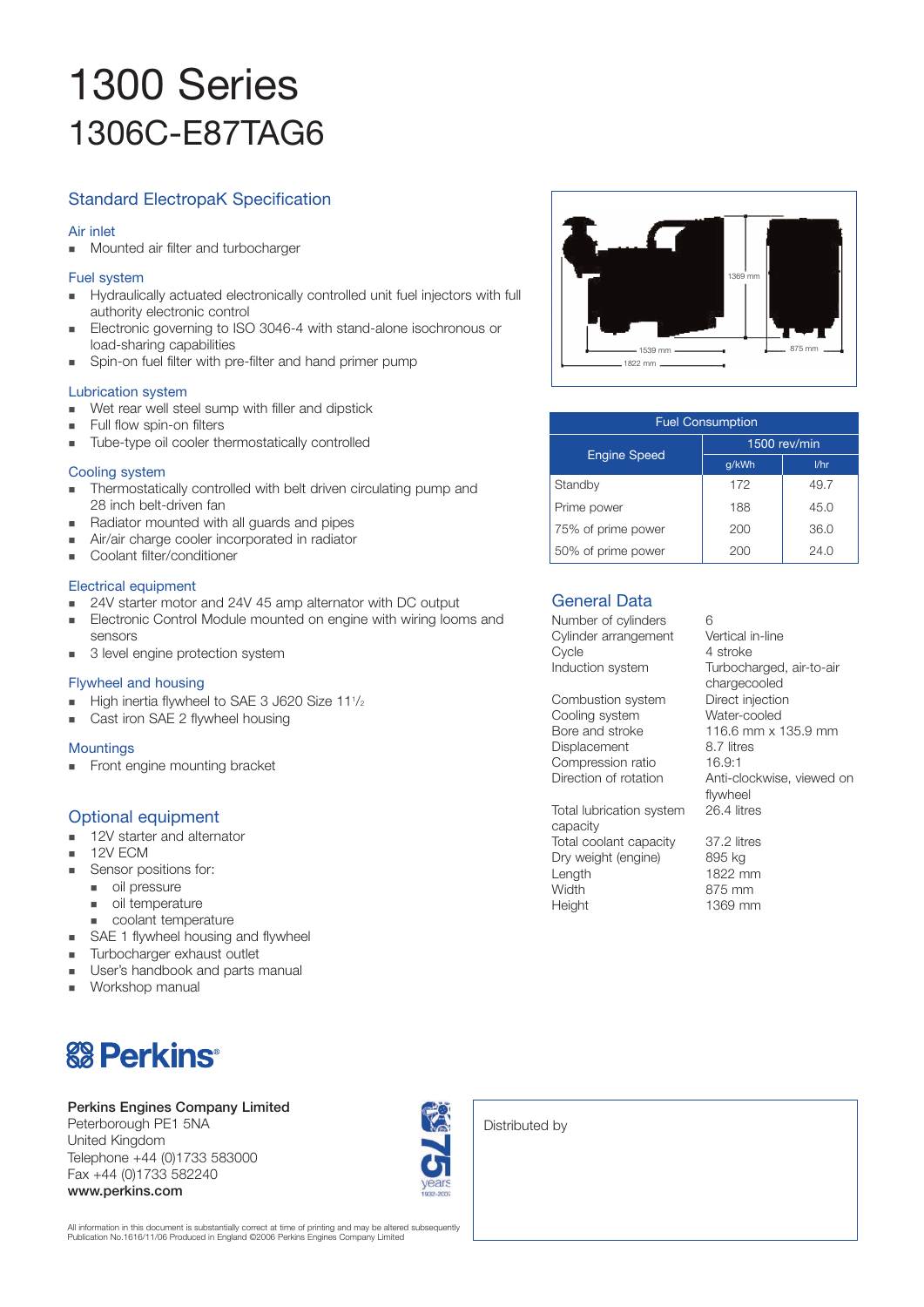# 1300 Series
## 1306C-E87TAG6

### Standard ElectropaK Specification

#### Air inlet
- Mounted air filter and turbocharger

#### Fuel system
- Hydraulically actuated electronically controlled unit fuel injectors with full authority electronic control
- Electronic governing to ISO 3046-4 with stand-alone isochronous or load-sharing capabilities
- Spin-on fuel filter with pre-filter and hand primer pump

#### Lubrication system
- Wet rear well steel sump with filler and dipstick
- Full flow spin-on filters
- Tube-type oil cooler thermostatically controlled

#### Cooling system
- Thermostatically controlled with belt driven circulating pump and 28 inch belt-driven fan
- Radiator mounted with all guards and pipes
- Air/air charge cooler incorporated in radiator
- Coolant filter/conditioner

#### Electrical equipment
- 24V starter motor and 24V 45 amp alternator with DC output
- Electronic Control Module mounted on engine with wiring looms and sensors
- 3 level engine protection system

#### Flywheel and housing
- High inertia flywheel to SAE 3 J620 Size 11½
- Cast iron SAE 2 flywheel housing

#### Mountings
- Front engine mounting bracket

### Optional equipment
- 12V starter and alternator
- 12V ECM
- Sensor positions for:
  - oil pressure
  - oil temperature
  - coolant temperature
- SAE 1 flywheel housing and flywheel
- Turbocharger exhaust outlet
- User's handbook and parts manual
- Workshop manual

1369 mm
1539 mm
875 mm
1822 mm

| Fuel Consumption | | |
|---|---|---|
| Engine Speed | 1500 rev/min | |
| | g/kWh | l/hr |
| Standby | 172 | 49.7 |
| Prime power | 188 | 45.0 |
| 75% of prime power | 200 | 36.0 |
| 50% of prime power | 200 | 24.0 |

### General Data

| | |
|---|---|
| Number of cylinders | 6 |
| Cylinder arrangement | Vertical in-line |
| Cycle | 4 stroke |
| Induction system | Turbocharged, air-to-air chargecooled |
| Combustion system | Direct injection |
| Cooling system | Water-cooled |
| Bore and stroke | 116.6 mm x 135.9 mm |
| Displacement | 8.7 litres |
| Compression ratio | 16.9:1 |
| Direction of rotation | Anti-clockwise, viewed on flywheel |
| Total lubrication system capacity | 26.4 litres |
| Total coolant capacity | 37.2 litres |
| Dry weight (engine) | 895 kg |
| Length | 1822 mm |
| Width | 875 mm |
| Height | 1369 mm |

Perkins

**Perkins Engines Company Limited**
Peterborough PE1 5NA
United Kingdom
Telephone +44 (0)1733 583000
Fax +44 (0)1733 582240
**www.perkins.com**

75 years 1932-2007

Distributed by

All information in this document is substantially correct at time of printing and may be altered subsequently
Publication No.1616/11/06 Produced in England ©2006 Perkins Engines Company Limited